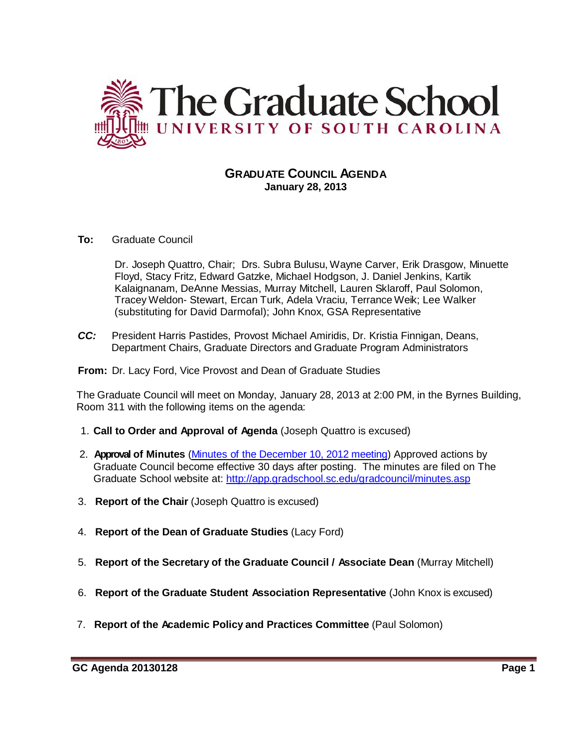# The Graduate School
## UNIVERSITY OF SOUTH CAROLINA

**GRADUATE COUNCIL AGENDA**
**January 28, 2013**

**To:** Graduate Council

Dr. Joseph Quattro, Chair; Drs. Subra Bulusu, Wayne Carver, Erik Drasgow, Minuette Floyd, Stacy Fritz, Edward Gatzke, Michael Hodgson, J. Daniel Jenkins, Kartik Kalaignanam, DeAnne Messias, Murray Mitchell, Lauren Sklaroff, Paul Solomon, Tracey Weldon- Stewart, Ercan Turk, Adela Vraciu, Terrance Weik; Lee Walker (substituting for David Darmofal); John Knox, GSA Representative

***CC:*** President Harris Pastides, Provost Michael Amiridis, Dr. Kristia Finnigan, Deans, Department Chairs, Graduate Directors and Graduate Program Administrators

**From:** Dr. Lacy Ford, Vice Provost and Dean of Graduate Studies

The Graduate Council will meet on Monday, January 28, 2013 at 2:00 PM, in the Byrnes Building, Room 311 with the following items on the agenda:

1. **Call to Order and Approval of Agenda** (Joseph Quattro is excused)
2. **Approval of Minutes** (Minutes of the December 10, 2012 meeting) Approved actions by Graduate Council become effective 30 days after posting. The minutes are filed on The Graduate School website at: http://app.gradschool.sc.edu/gradcouncil/minutes.asp
3. **Report of the Chair** (Joseph Quattro is excused)
4. **Report of the Dean of Graduate Studies** (Lacy Ford)
5. **Report of the Secretary of the Graduate Council / Associate Dean** (Murray Mitchell)
6. **Report of the Graduate Student Association Representative** (John Knox is excused)
7. **Report of the Academic Policy and Practices Committee** (Paul Solomon)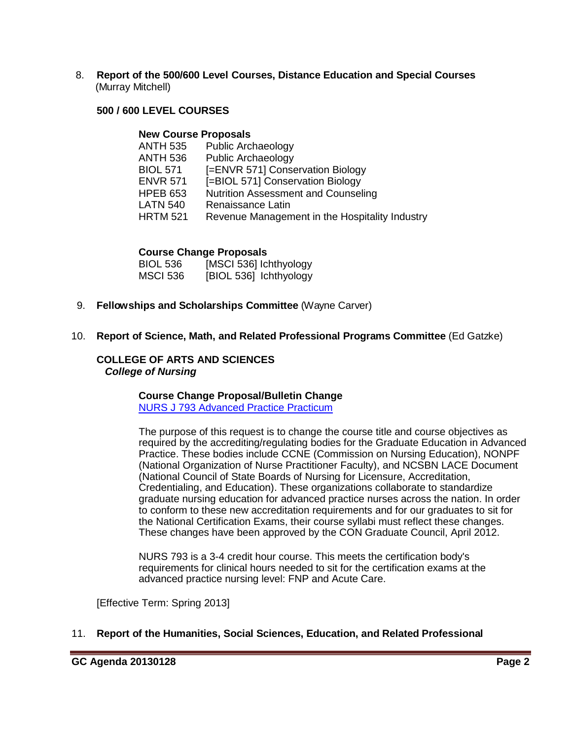8. **Report of the 500/600 Level Courses, Distance Education and Special Courses** (Murray Mitchell)

**500 / 600 LEVEL COURSES**

**New Course Proposals**

| | |
|---|---|
| ANTH 535 | Public Archaeology |
| ANTH 536 | Public Archaeology |
| BIOL 571 | [=ENVR 571] Conservation Biology |
| ENVR 571 | [=BIOL 571] Conservation Biology |
| HPEB 653 | Nutrition Assessment and Counseling |
| LATN 540 | Renaissance Latin |
| HRTM 521 | Revenue Management in the Hospitality Industry |

**Course Change Proposals**

| | |
|---|---|
| BIOL 536 | [MSCI 536] Ichthyology |
| MSCI 536 | [BIOL 536] Ichthyology |

9. **Fellowships and Scholarships Committee** (Wayne Carver)

10. **Report of Science, Math, and Related Professional Programs Committee** (Ed Gatzke)

**COLLEGE OF ARTS AND SCIENCES**

***College of Nursing***

**Course Change Proposal/Bulletin Change**

NURS J 793 Advanced Practice Practicum

The purpose of this request is to change the course title and course objectives as required by the accrediting/regulating bodies for the Graduate Education in Advanced Practice. These bodies include CCNE (Commission on Nursing Education), NONPF (National Organization of Nurse Practitioner Faculty), and NCSBN LACE Document (National Council of State Boards of Nursing for Licensure, Accreditation, Credentialing, and Education). These organizations collaborate to standardize graduate nursing education for advanced practice nurses across the nation. In order to conform to these new accreditation requirements and for our graduates to sit for the National Certification Exams, their course syllabi must reflect these changes. These changes have been approved by the CON Graduate Council, April 2012.

NURS 793 is a 3-4 credit hour course. This meets the certification body's requirements for clinical hours needed to sit for the certification exams at the advanced practice nursing level: FNP and Acute Care.

[Effective Term: Spring 2013]

11. **Report of the Humanities, Social Sciences, Education, and Related Professional**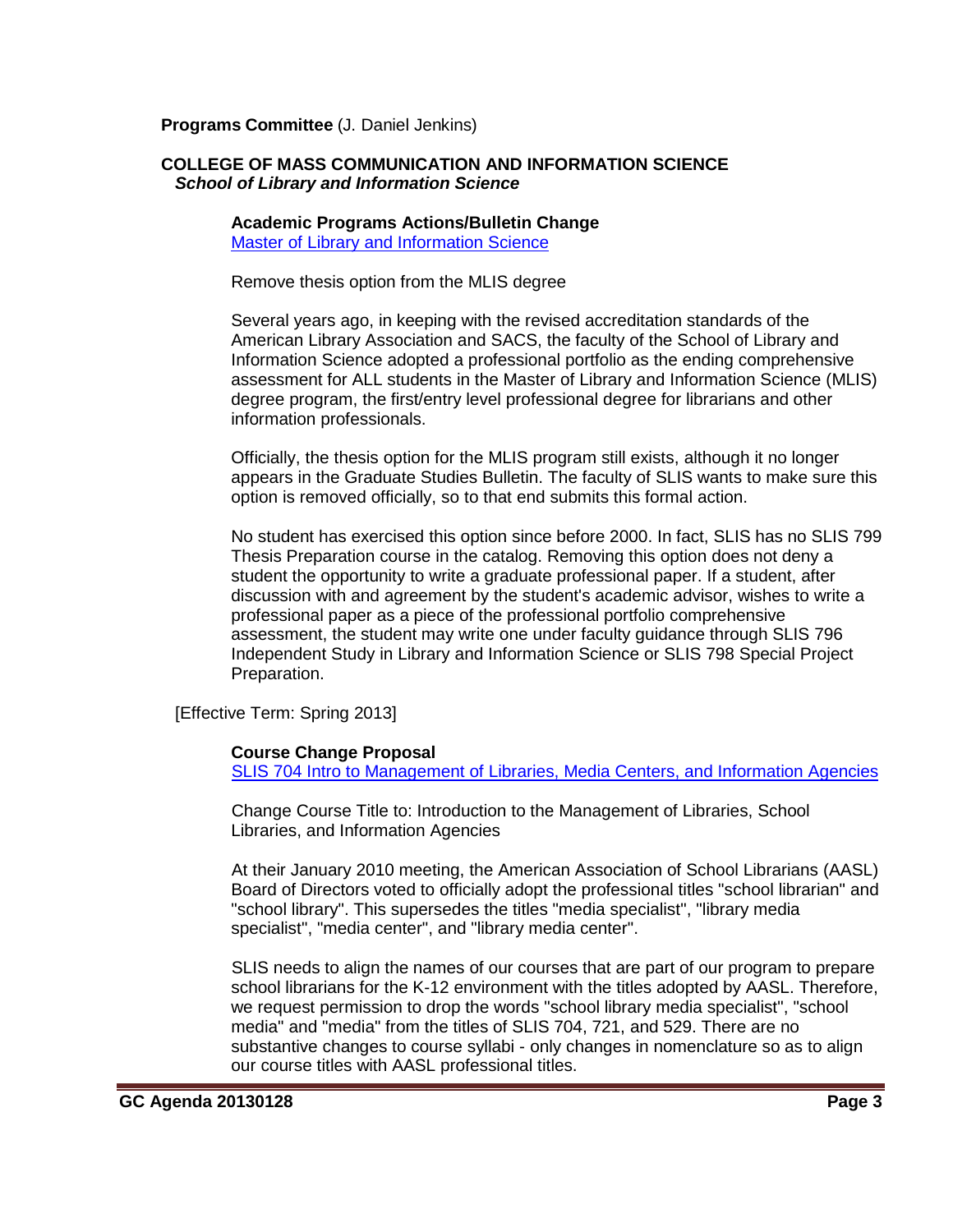**Programs Committee** (J. Daniel Jenkins)

**COLLEGE OF MASS COMMUNICATION AND INFORMATION SCIENCE**
***School of Library and Information Science***

**Academic Programs Actions/Bulletin Change**
Master of Library and Information Science

Remove thesis option from the MLIS degree

Several years ago, in keeping with the revised accreditation standards of the American Library Association and SACS, the faculty of the School of Library and Information Science adopted a professional portfolio as the ending comprehensive assessment for ALL students in the Master of Library and Information Science (MLIS) degree program, the first/entry level professional degree for librarians and other information professionals.

Officially, the thesis option for the MLIS program still exists, although it no longer appears in the Graduate Studies Bulletin. The faculty of SLIS wants to make sure this option is removed officially, so to that end submits this formal action.

No student has exercised this option since before 2000. In fact, SLIS has no SLIS 799 Thesis Preparation course in the catalog. Removing this option does not deny a student the opportunity to write a graduate professional paper. If a student, after discussion with and agreement by the student's academic advisor, wishes to write a professional paper as a piece of the professional portfolio comprehensive assessment, the student may write one under faculty guidance through SLIS 796 Independent Study in Library and Information Science or SLIS 798 Special Project Preparation.

[Effective Term: Spring 2013]

**Course Change Proposal**
SLIS 704 Intro to Management of Libraries, Media Centers, and Information Agencies

Change Course Title to: Introduction to the Management of Libraries, School Libraries, and Information Agencies

At their January 2010 meeting, the American Association of School Librarians (AASL) Board of Directors voted to officially adopt the professional titles "school librarian" and "school library". This supersedes the titles "media specialist", "library media specialist", "media center", and "library media center".

SLIS needs to align the names of our courses that are part of our program to prepare school librarians for the K-12 environment with the titles adopted by AASL. Therefore, we request permission to drop the words "school library media specialist", "school media" and "media" from the titles of SLIS 704, 721, and 529. There are no substantive changes to course syllabi - only changes in nomenclature so as to align our course titles with AASL professional titles.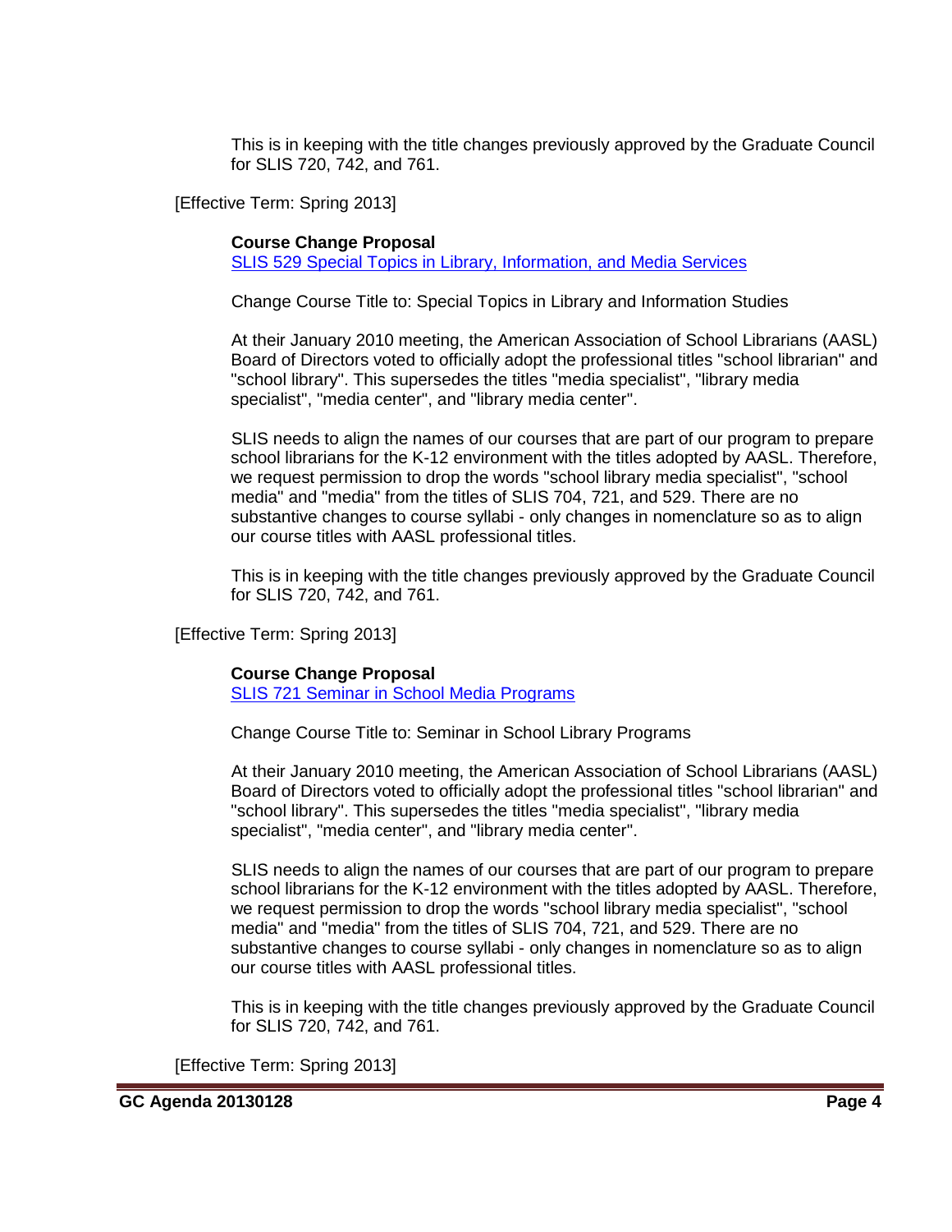This is in keeping with the title changes previously approved by the Graduate Council for SLIS 720, 742, and 761.

[Effective Term: Spring 2013]

**Course Change Proposal**
SLIS 529 Special Topics in Library, Information, and Media Services

Change Course Title to: Special Topics in Library and Information Studies

At their January 2010 meeting, the American Association of School Librarians (AASL) Board of Directors voted to officially adopt the professional titles "school librarian" and "school library". This supersedes the titles "media specialist", "library media specialist", "media center", and "library media center".

SLIS needs to align the names of our courses that are part of our program to prepare school librarians for the K-12 environment with the titles adopted by AASL. Therefore, we request permission to drop the words "school library media specialist", "school media" and "media" from the titles of SLIS 704, 721, and 529. There are no substantive changes to course syllabi - only changes in nomenclature so as to align our course titles with AASL professional titles.

This is in keeping with the title changes previously approved by the Graduate Council for SLIS 720, 742, and 761.

[Effective Term: Spring 2013]

**Course Change Proposal**
SLIS 721 Seminar in School Media Programs

Change Course Title to: Seminar in School Library Programs

At their January 2010 meeting, the American Association of School Librarians (AASL) Board of Directors voted to officially adopt the professional titles "school librarian" and "school library". This supersedes the titles "media specialist", "library media specialist", "media center", and "library media center".

SLIS needs to align the names of our courses that are part of our program to prepare school librarians for the K-12 environment with the titles adopted by AASL. Therefore, we request permission to drop the words "school library media specialist", "school media" and "media" from the titles of SLIS 704, 721, and 529. There are no substantive changes to course syllabi - only changes in nomenclature so as to align our course titles with AASL professional titles.

This is in keeping with the title changes previously approved by the Graduate Council for SLIS 720, 742, and 761.

[Effective Term: Spring 2013]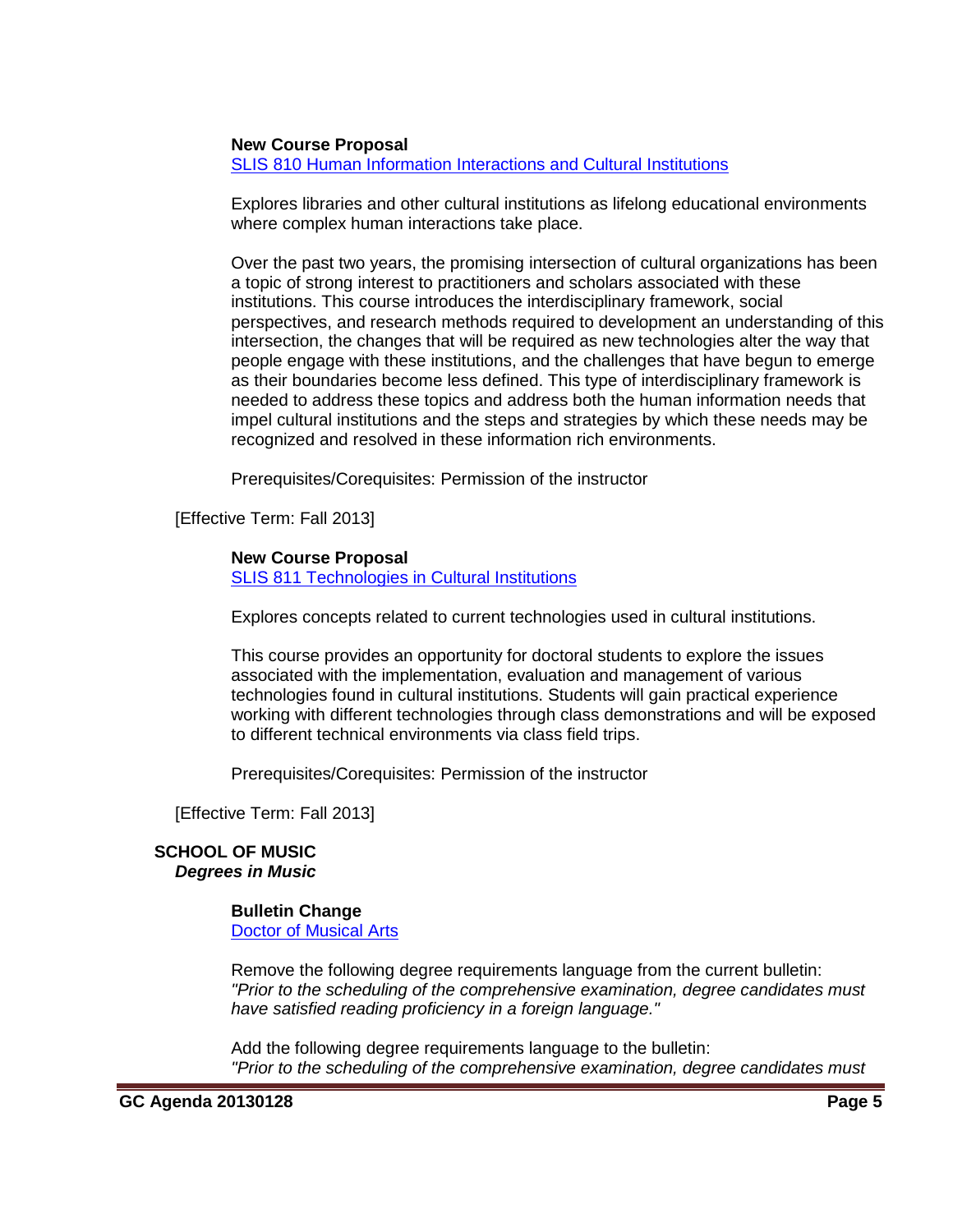**New Course Proposal**
[SLIS 810 Human Information Interactions and Cultural Institutions]

Explores libraries and other cultural institutions as lifelong educational environments where complex human interactions take place.

Over the past two years, the promising intersection of cultural organizations has been a topic of strong interest to practitioners and scholars associated with these institutions. This course introduces the interdisciplinary framework, social perspectives, and research methods required to development an understanding of this intersection, the changes that will be required as new technologies alter the way that people engage with these institutions, and the challenges that have begun to emerge as their boundaries become less defined. This type of interdisciplinary framework is needed to address these topics and address both the human information needs that impel cultural institutions and the steps and strategies by which these needs may be recognized and resolved in these information rich environments.

Prerequisites/Corequisites: Permission of the instructor

[Effective Term: Fall 2013]

**New Course Proposal**
[SLIS 811 Technologies in Cultural Institutions]

Explores concepts related to current technologies used in cultural institutions.

This course provides an opportunity for doctoral students to explore the issues associated with the implementation, evaluation and management of various technologies found in cultural institutions. Students will gain practical experience working with different technologies through class demonstrations and will be exposed to different technical environments via class field trips.

Prerequisites/Corequisites: Permission of the instructor

[Effective Term: Fall 2013]

**SCHOOL OF MUSIC**
***Degrees in Music***

**Bulletin Change**
[Doctor of Musical Arts]

Remove the following degree requirements language from the current bulletin:
*"Prior to the scheduling of the comprehensive examination, degree candidates must have satisfied reading proficiency in a foreign language."*

Add the following degree requirements language to the bulletin:
*"Prior to the scheduling of the comprehensive examination, degree candidates must*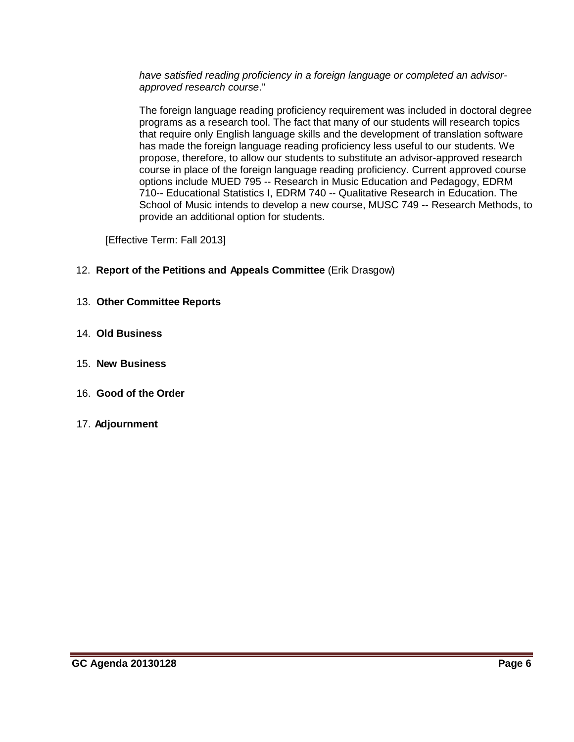*have satisfied reading proficiency in a foreign language or completed an advisor-approved research course*."

The foreign language reading proficiency requirement was included in doctoral degree programs as a research tool. The fact that many of our students will research topics that require only English language skills and the development of translation software has made the foreign language reading proficiency less useful to our students. We propose, therefore, to allow our students to substitute an advisor-approved research course in place of the foreign language reading proficiency. Current approved course options include MUED 795 -- Research in Music Education and Pedagogy, EDRM 710-- Educational Statistics I, EDRM 740 -- Qualitative Research in Education. The School of Music intends to develop a new course, MUSC 749 -- Research Methods, to provide an additional option for students.

[Effective Term: Fall 2013]

12. **Report of the Petitions and Appeals Committee** (Erik Drasgow)

13. **Other Committee Reports**

14. **Old Business**

15. **New Business**

16. **Good of the Order**

17. **Adjournment**